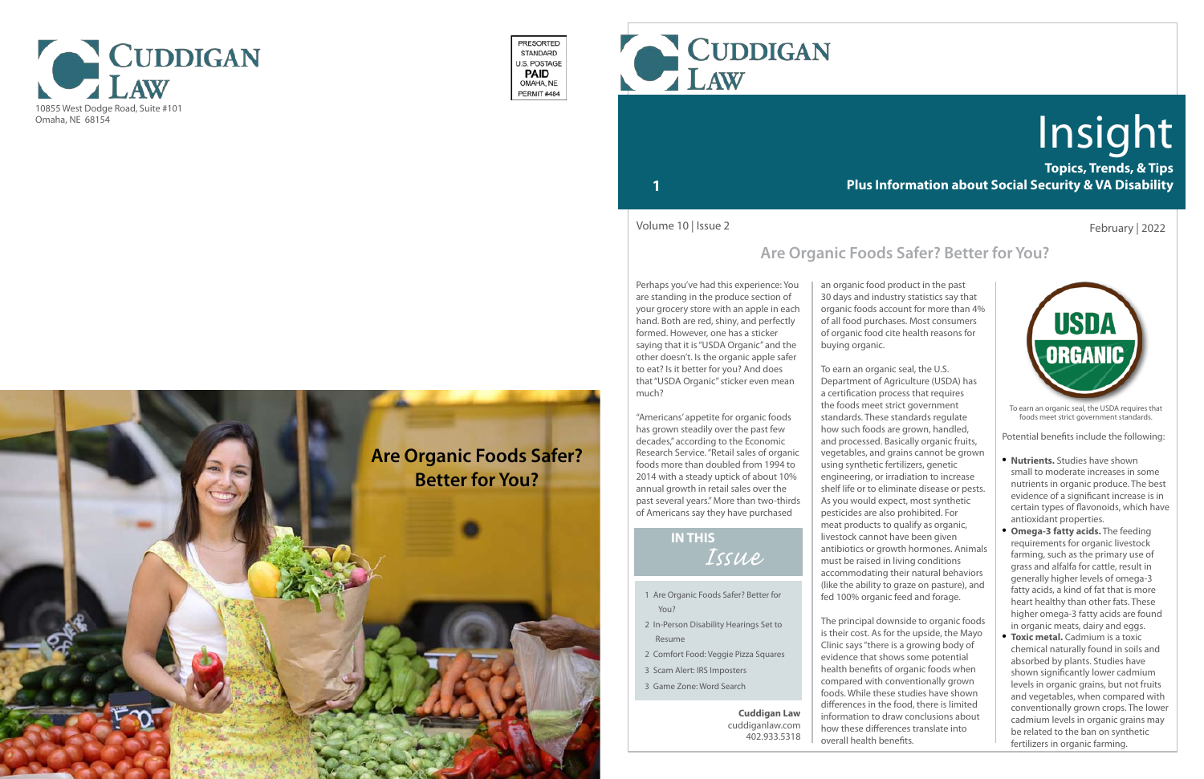# Cuddigan Law

10855 West Dodge Road, Suite #101
Omaha, NE 68154

PRESORTED
STANDARD
U.S. POSTAGE
**PAID**
OMAHA, NE
PERMIT #484

**Are Organic Foods Safer? Better for You?**

# Cuddigan Law

# Insight

**Topics, Trends, & Tips**
**Plus Information about Social Security & VA Disability**

Volume 10 | Issue 2

February | 2022

## Are Organic Foods Safer? Better for You?

Perhaps you've had this experience: You are standing in the produce section of your grocery store with an apple in each hand. Both are red, shiny, and perfectly formed. However, one has a sticker saying that it is "USDA Organic" and the other doesn't. Is the organic apple safer to eat? Is it better for you? And does that "USDA Organic" sticker even mean much?

"Americans' appetite for organic foods has grown steadily over the past few decades," according to the Economic Research Service. "Retail sales of organic foods more than doubled from 1994 to 2014 with a steady uptick of about 10% annual growth in retail sales over the past several years." More than two-thirds of Americans say they have purchased an organic food product in the past 30 days and industry statistics say that organic foods account for more than 4% of all food purchases. Most consumers of organic food cite health reasons for buying organic.

To earn an organic seal, the U.S. Department of Agriculture (USDA) has a certification process that requires the foods meet strict government standards. These standards regulate how such foods are grown, handled, and processed. Basically organic fruits, vegetables, and grains cannot be grown using synthetic fertilizers, genetic engineering, or irradiation to increase shelf life or to eliminate disease or pests. As you would expect, most synthetic pesticides are also prohibited. For meat products to qualify as organic, livestock cannot have been given antibiotics or growth hormones. Animals must be raised in living conditions accommodating their natural behaviors (like the ability to graze on pasture), and fed 100% organic feed and forage.

The principal downside to organic foods is their cost. As for the upside, the Mayo Clinic says "there is a growing body of evidence that shows some potential health benefits of organic foods when compared with conventionally grown foods. While these studies have shown differences in the food, there is limited information to draw conclusions about how these differences translate into overall health benefits.

USDA ORGANIC

To earn an organic seal, the USDA requires that foods meet strict government standards.

Potential benefits include the following:

- **Nutrients.** Studies have shown small to moderate increases in some nutrients in organic produce. The best evidence of a significant increase is in certain types of flavonoids, which have antioxidant properties.
- **Omega-3 fatty acids.** The feeding requirements for organic livestock farming, such as the primary use of grass and alfalfa for cattle, result in generally higher levels of omega-3 fatty acids, a kind of fat that is more heart healthy than other fats. These higher omega-3 fatty acids are found in organic meats, dairy and eggs.
- **Toxic metal.** Cadmium is a toxic chemical naturally found in soils and absorbed by plants. Studies have shown significantly lower cadmium levels in organic grains, but not fruits and vegetables, when compared with conventionally grown crops. The lower cadmium levels in organic grains may be related to the ban on synthetic fertilizers in organic farming.

### IN THIS *Issue*

1 Are Organic Foods Safer? Better for You?
2 In-Person Disability Hearings Set to Resume
2 Comfort Food: Veggie Pizza Squares
3 Scam Alert: IRS Imposters
3 Game Zone: Word Search

**Cuddigan Law**
cuddiganlaw.com
402.933.5318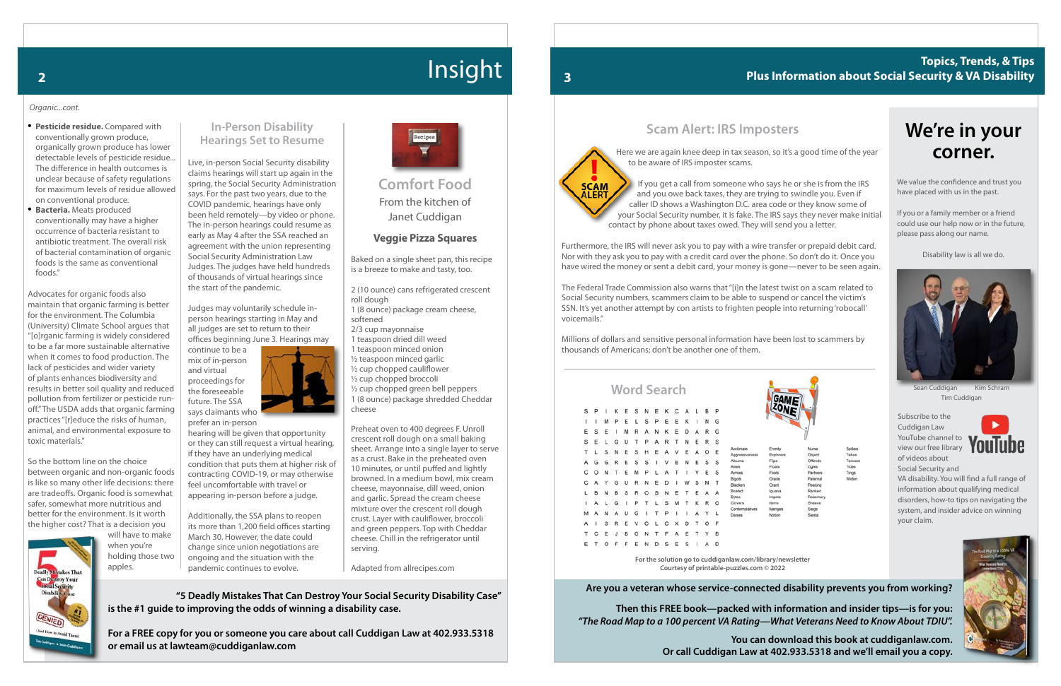# Insight

*Organic...cont.*

- **Pesticide residue.** Compared with conventionally grown produce, organically grown produce has lower detectable levels of pesticide residue... The difference in health outcomes is unclear because of safety regulations for maximum levels of residue allowed on conventional produce.
- **Bacteria.** Meats produced conventionally may have a higher occurrence of bacteria resistant to antibiotic treatment. The overall risk of bacterial contamination of organic foods is the same as conventional foods."

Advocates for organic foods also maintain that organic farming is better for the environment. The Columbia (University) Climate School argues that "[o]rganic farming is widely considered to be a far more sustainable alternative when it comes to food production. The lack of pesticides and wider variety of plants enhances biodiversity and results in better soil quality and reduced pollution from fertilizer or pesticide run-off." The USDA adds that organic farming practices "[r]educe the risks of human, animal, and environmental exposure to toxic materials."

So the bottom line on the choice between organic and non-organic foods is like so many other life decisions: there are tradeoffs. Organic food is somewhat safer, somewhat more nutritious and better for the environment. Is it worth the higher cost? That is a decision you will have to make when you're holding those two apples.

## In-Person Disability Hearings Set to Resume

Live, in-person Social Security disability claims hearings will start up again in the spring, the Social Security Administration says. For the past two years, due to the COVID pandemic, hearings have only been held remotely—by video or phone. The in-person hearings could resume as early as May 4 after the SSA reached an agreement with the union representing Social Security Administration Law Judges. The judges have held hundreds of thousands of virtual hearings since the start of the pandemic.

Judges may voluntarily schedule in-person hearings starting in May and all judges are set to return to their offices beginning June 3. Hearings may continue to be a mix of in-person and virtual proceedings for the foreseeable future. The SSA says claimants who prefer an in-person hearing will be given that opportunity or they can still request a virtual hearing, if they have an underlying medical condition that puts them at higher risk of contracting COVID-19, or may otherwise feel uncomfortable with travel or appearing in-person before a judge.

Additionally, the SSA plans to reopen its more than 1,200 field offices starting March 30. However, the date could change since union negotiations are ongoing and the situation with the pandemic continues to evolve.

## Comfort Food

From the kitchen of Janet Cuddigan

### Veggie Pizza Squares

Baked on a single sheet pan, this recipe is a breeze to make and tasty, too.

2 (10 ounce) cans refrigerated crescent roll dough
1 (8 ounce) package cream cheese, softened
2/3 cup mayonnaise
1 teaspoon dried dill weed
1 teaspoon minced onion
½ teaspoon minced garlic
½ cup chopped cauliflower
½ cup chopped broccoli
½ cup chopped green bell peppers
1 (8 ounce) package shredded Cheddar cheese

Preheat oven to 400 degrees F. Unroll crescent roll dough on a small baking sheet. Arrange into a single layer to serve as a crust. Bake in the preheated oven 10 minutes, or until puffed and lightly browned. In a medium bowl, mix cream cheese, mayonnaise, dill weed, onion and garlic. Spread the cream cheese mixture over the crescent roll dough crust. Layer with cauliflower, broccoli and green peppers. Top with Cheddar cheese. Chill in the refrigerator until serving.

Adapted from allrecipes.com

"5 Deadly Mistakes That Can Destroy Your Social Security Disability Case" is the #1 guide to improving the odds of winning a disability case.

For a FREE copy for you or someone you care about call Cuddigan Law at 402.933.5318 or email us at lawteam@cuddiganlaw.com

# Topics, Trends, & Tips
## Plus Information about Social Security & VA Disability

## Scam Alert: IRS Imposters

Here we are again knee deep in tax season, so it's a good time of the year to be aware of IRS imposter scams.

If you get a call from someone who says he or she is from the IRS and you owe back taxes, they are trying to swindle you. Even if caller ID shows a Washington D.C. area code or they know some of your Social Security number, it is fake. The IRS says they never make initial contact by phone about taxes owed. They will send you a letter.

Furthermore, the IRS will never ask you to pay with a wire transfer or prepaid debit card. Nor with they ask you to pay with a credit card over the phone. So don't do it. Once you have wired the money or sent a debit card, your money is gone—never to be seen again.

The Federal Trade Commission also warns that "[i]n the latest twist on a scam related to Social Security numbers, scammers claim to be able to suspend or cancel the victim's SSN. It's yet another attempt by con artists to frighten people into returning 'robocall' voicemails."

Millions of dollars and sensitive personal information have been lost to scammers by thousands of Americans; don't be another one of them.

## Word Search

S P I K E S N E K C A L B P
I I M P E L S P E E K I N G
E S E I M R A N K E D A R G
S E L G U T P A R T N E R S
T L S N E S H E A V E A O E
A G G R E S S I V E N E S S
C O N T E M P L A T I V E S
C A Y G U R N E D I W S M T
L B N B S R O S N E T E A A
I A L G I P T L S M T K R O
M A N A U G I T P I I A Y L
A I S R E V O L C X D T O F
T C E J B O N T F A E T Y B
E T O F F E N D S E S I A D

Acclimate, Aggressiveness, Albums, Allies, Armies, Bigots, Blacken, Boated, Bytes, Clovers, Contemplatives, Daises, Enmity, Explorers, Flips, Floats, Foots, Grade, Grant, Iguana, Impels, Items, Manges, Notion, Nurse, Object, Offends, Ogles, Partners, Paternal, Peeking, Ranked, Rosemary, Sheave, Siege, Siesta, Spikes, Takes, Tenses, Tides, Tings, Widen

For the solution go to cuddiganlaw.com/library/newsletter
Courtesy of printable-puzzles.com © 2022

# We're in your corner.

We value the confidence and trust you have placed with us in the past.

If you or a family member or a friend could use our help now or in the future, please pass along our name.

Disability law is all we do.

Sean Cuddigan Kim Schram
Tim Cuddigan

Subscribe to the Cuddigan Law YouTube channel to view our free library of videos about Social Security and VA disability. You will find a full range of information about qualifying medical disorders, how-to tips on navigating the system, and insider advice on winning your claim.

Are you a veteran whose service-connected disability prevents you from working?

Then this FREE book—packed with information and insider tips—is for you: *"The Road Map to a 100 percent VA Rating—What Veterans Need to Know About TDIU".*

You can download this book at cuddiganlaw.com.
Or call Cuddigan Law at 402.933.5318 and we'll email you a copy.